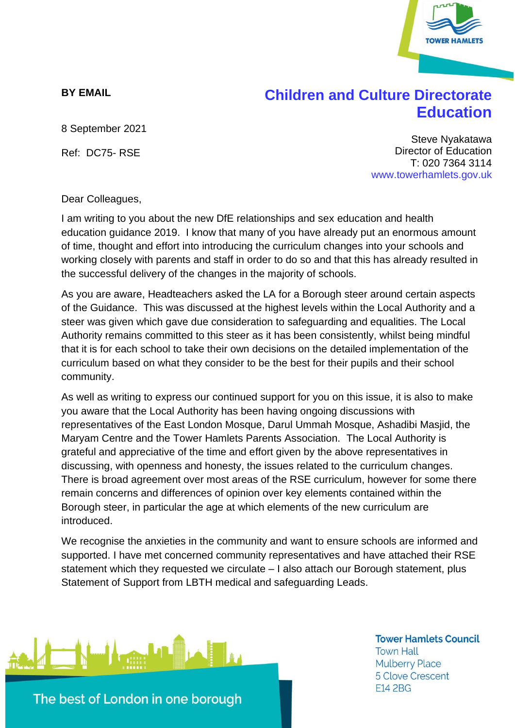**BY EMAIL**

# Children and Culture Directorate
## Education

8 September 2021

Ref: DC75- RSE

Steve Nyakatawa
Director of Education
T: 020 7364 3114
www.towerhamlets.gov.uk

Dear Colleagues,

I am writing to you about the new DfE relationships and sex education and health education guidance 2019. I know that many of you have already put an enormous amount of time, thought and effort into introducing the curriculum changes into your schools and working closely with parents and staff in order to do so and that this has already resulted in the successful delivery of the changes in the majority of schools.

As you are aware, Headteachers asked the LA for a Borough steer around certain aspects of the Guidance. This was discussed at the highest levels within the Local Authority and a steer was given which gave due consideration to safeguarding and equalities. The Local Authority remains committed to this steer as it has been consistently, whilst being mindful that it is for each school to take their own decisions on the detailed implementation of the curriculum based on what they consider to be the best for their pupils and their school community.

As well as writing to express our continued support for you on this issue, it is also to make you aware that the Local Authority has been having ongoing discussions with representatives of the East London Mosque, Darul Ummah Mosque, Ashadibi Masjid, the Maryam Centre and the Tower Hamlets Parents Association. The Local Authority is grateful and appreciative of the time and effort given by the above representatives in discussing, with openness and honesty, the issues related to the curriculum changes. There is broad agreement over most areas of the RSE curriculum, however for some there remain concerns and differences of opinion over key elements contained within the Borough steer, in particular the age at which elements of the new curriculum are introduced.

We recognise the anxieties in the community and want to ensure schools are informed and supported. I have met concerned community representatives and have attached their RSE statement which they requested we circulate – I also attach our Borough statement, plus Statement of Support from LBTH medical and safeguarding Leads.

**Tower Hamlets Council**
Town Hall
Mulberry Place
5 Clove Crescent
E14 2BG

The best of London in one borough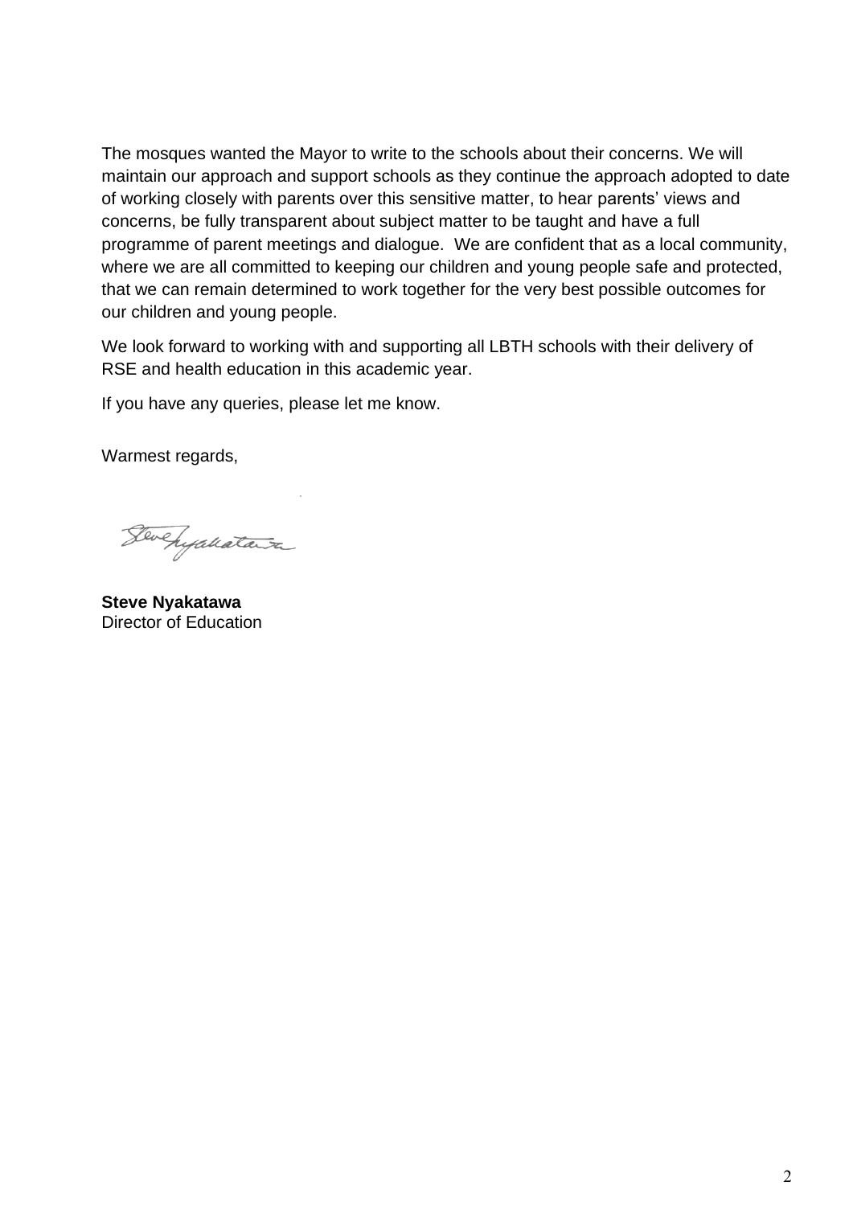The mosques wanted the Mayor to write to the schools about their concerns. We will maintain our approach and support schools as they continue the approach adopted to date of working closely with parents over this sensitive matter, to hear parents' views and concerns, be fully transparent about subject matter to be taught and have a full programme of parent meetings and dialogue.  We are confident that as a local community, where we are all committed to keeping our children and young people safe and protected, that we can remain determined to work together for the very best possible outcomes for our children and young people.

We look forward to working with and supporting all LBTH schools with their delivery of RSE and health education in this academic year.

If you have any queries, please let me know.

Warmest regards,

**Steve Nyakatawa**
Director of Education